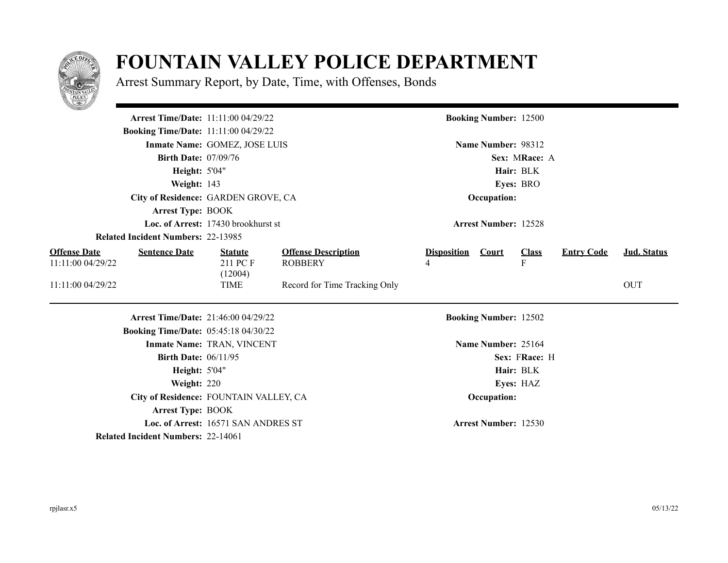# FOUNTAIN VALLEY POLICE DEPARTMENT

Arrest Summary Report, by Date, Time, with Offenses, Bonds

**Arrest Time/Date:** 11:11:00 04/29/22
**Booking Time/Date:** 11:11:00 04/29/22
**Inmate Name:** GOMEZ, JOSE LUIS
**Birth Date:** 07/09/76
**Height:** 5'04"
**Weight:** 143
**City of Residence:** GARDEN GROVE, CA
**Arrest Type:** BOOK
**Loc. of Arrest:** 17430 brookhurst st
**Related Incident Numbers:** 22-13985

**Booking Number:** 12500
**Name Number:** 98312
**Sex:** M **Race:** A
**Hair:** BLK
**Eyes:** BRO
**Occupation:**
**Arrest Number:** 12528

| Offense Date | Sentence Date | Statute | Offense Description | Disposition | Court | Class | Entry Code | Jud. Status |
|---|---|---|---|---|---|---|---|---|
| 11:11:00 04/29/22 | | 211 PC F (12004) | ROBBERY | 4 | | F | | |
| 11:11:00 04/29/22 | | TIME | Record for Time Tracking Only | | | | | OUT |

---

**Arrest Time/Date:** 21:46:00 04/29/22
**Booking Time/Date:** 05:45:18 04/30/22
**Inmate Name:** TRAN, VINCENT
**Birth Date:** 06/11/95
**Height:** 5'04"
**Weight:** 220
**City of Residence:** FOUNTAIN VALLEY, CA
**Arrest Type:** BOOK
**Loc. of Arrest:** 16571 SAN ANDRES ST
**Related Incident Numbers:** 22-14061

**Booking Number:** 12502
**Name Number:** 25164
**Sex:** F **Race:** H
**Hair:** BLK
**Eyes:** HAZ
**Occupation:**
**Arrest Number:** 12530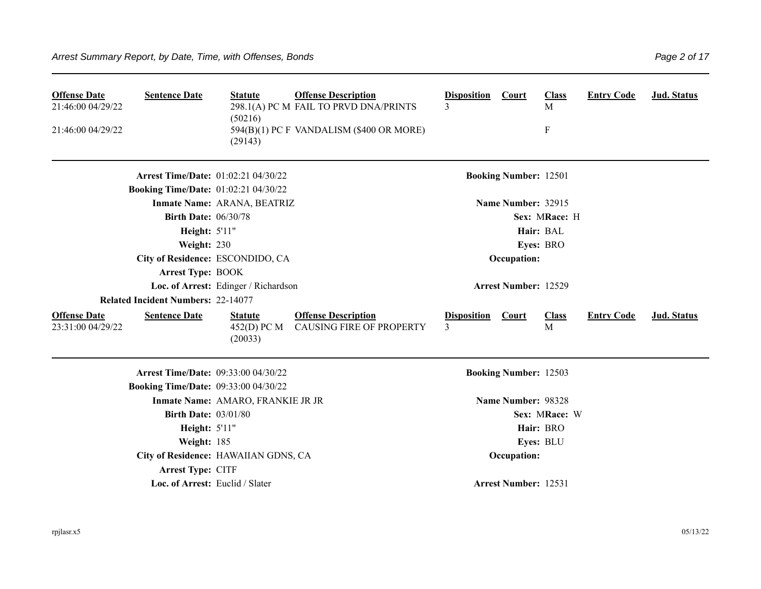| Offense Date | Sentence Date | Statute | Offense Description | Disposition | Court | Class | Entry Code | Jud. Status |
|---|---|---|---|---|---|---|---|---|
| 21:46:00 04/29/22 | | 298.1(A) PC M (50216) | FAIL TO PRVD DNA/PRINTS | 3 | | M | | |
| 21:46:00 04/29/22 | | 594(B)(1) PC F (29143) | VANDALISM ($400 OR MORE) | | | F | | |

---

**Arrest Time/Date:** 01:02:21 04/30/22
**Booking Number:** 12501
**Booking Time/Date:** 01:02:21 04/30/22
**Inmate Name:** ARANA, BEATRIZ
**Name Number:** 32915
**Birth Date:** 06/30/78
**Sex:** M **Race:** H
**Height:** 5'11"
**Hair:** BAL
**Weight:** 230
**Eyes:** BRO
**City of Residence:** ESCONDIDO, CA
**Occupation:**
**Arrest Type:** BOOK
**Loc. of Arrest:** Edinger / Richardson
**Arrest Number:** 12529
**Related Incident Numbers:** 22-14077

| Offense Date | Sentence Date | Statute | Offense Description | Disposition | Court | Class | Entry Code | Jud. Status |
|---|---|---|---|---|---|---|---|---|
| 23:31:00 04/29/22 | | 452(D) PC M (20033) | CAUSING FIRE OF PROPERTY | 3 | | M | | |

---

**Arrest Time/Date:** 09:33:00 04/30/22
**Booking Number:** 12503
**Booking Time/Date:** 09:33:00 04/30/22
**Inmate Name:** AMARO, FRANKIE JR JR
**Name Number:** 98328
**Birth Date:** 03/01/80
**Sex:** M **Race:** W
**Height:** 5'11"
**Hair:** BRO
**Weight:** 185
**Eyes:** BLU
**City of Residence:** HAWAIIAN GDNS, CA
**Occupation:**
**Arrest Type:** CITF
**Loc. of Arrest:** Euclid / Slater
**Arrest Number:** 12531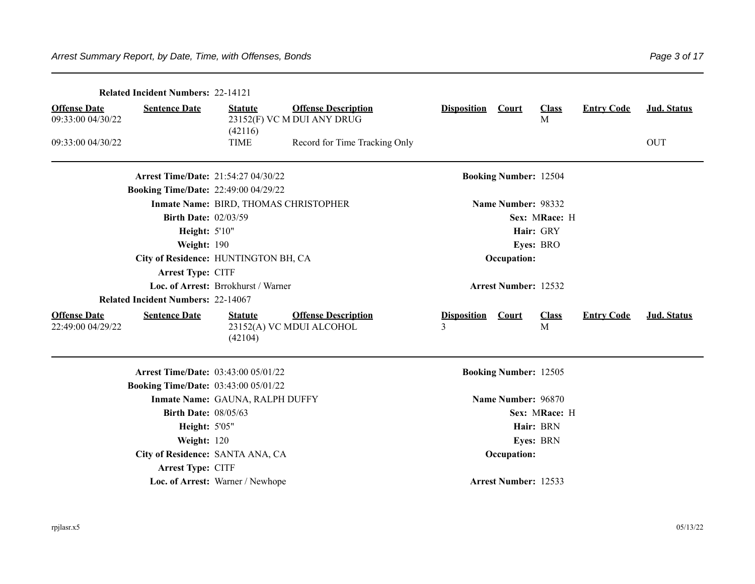**Related Incident Numbers:** 22-14121

| Offense Date | Sentence Date | Statute | Offense Description | Disposition | Court | Class | Entry Code | Jud. Status |
|---|---|---|---|---|---|---|---|---|
| 09:33:00 04/30/22 | | 23152(F) VC M (42116) | DUI ANY DRUG | | | M | | |
| 09:33:00 04/30/22 | | TIME | Record for Time Tracking Only | | | | | OUT |

---

**Arrest Time/Date:** 21:54:27 04/30/22 **Booking Number:** 12504
**Booking Time/Date:** 22:49:00 04/29/22
**Inmate Name:** BIRD, THOMAS CHRISTOPHER **Name Number:** 98332
**Birth Date:** 02/03/59 **Sex:** M **Race:** H
**Height:** 5'10" **Hair:** GRY
**Weight:** 190 **Eyes:** BRO
**City of Residence:** HUNTINGTON BH, CA **Occupation:**
**Arrest Type:** CITF
**Loc. of Arrest:** Brrokhurst / Warner **Arrest Number:** 12532
**Related Incident Numbers:** 22-14067

| Offense Date | Sentence Date | Statute | Offense Description | Disposition | Court | Class | Entry Code | Jud. Status |
|---|---|---|---|---|---|---|---|---|
| 22:49:00 04/29/22 | | 23152(A) VC M (42104) | DUI ALCOHOL | 3 | | M | | |

---

**Arrest Time/Date:** 03:43:00 05/01/22 **Booking Number:** 12505
**Booking Time/Date:** 03:43:00 05/01/22
**Inmate Name:** GAUNA, RALPH DUFFY **Name Number:** 96870
**Birth Date:** 08/05/63 **Sex:** M **Race:** H
**Height:** 5'05" **Hair:** BRN
**Weight:** 120 **Eyes:** BRN
**City of Residence:** SANTA ANA, CA **Occupation:**
**Arrest Type:** CITF
**Loc. of Arrest:** Warner / Newhope **Arrest Number:** 12533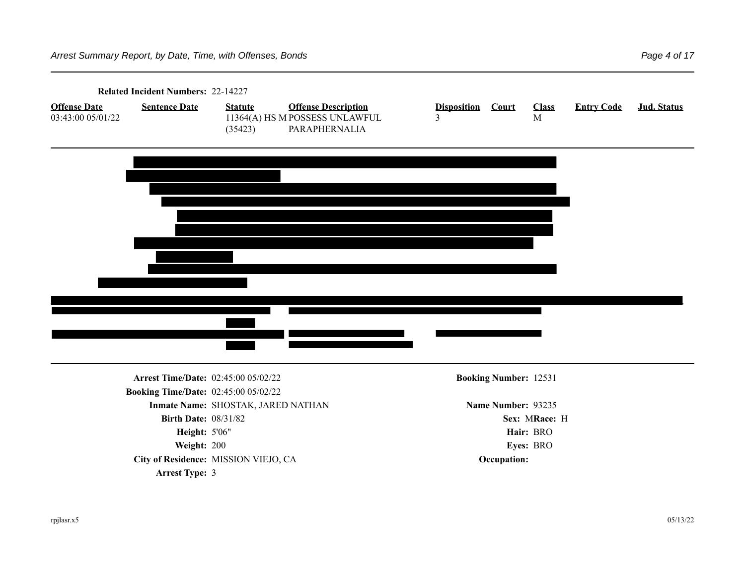**Related Incident Numbers:** 22-14227

| Offense Date | Sentence Date | Statute | Offense Description | Disposition | Court | Class | Entry Code | Jud. Status |
|---|---|---|---|---|---|---|---|---|
| 03:43:00 05/01/22 | | 11364(A) HS M (35423) | POSSESS UNLAWFUL PARAPHERNALIA | 3 | | M | | |

---

**Arrest Time/Date:** 02:45:00 05/02/22
**Booking Number:** 12531
**Booking Time/Date:** 02:45:00 05/02/22
**Inmate Name:** SHOSTAK, JARED NATHAN
**Name Number:** 93235
**Birth Date:** 08/31/82
**Sex:** M **Race:** H
**Height:** 5'06"
**Hair:** BRO
**Weight:** 200
**Eyes:** BRO
**City of Residence:** MISSION VIEJO, CA
**Occupation:**
**Arrest Type:** 3

rpjlasr.x5 05/13/22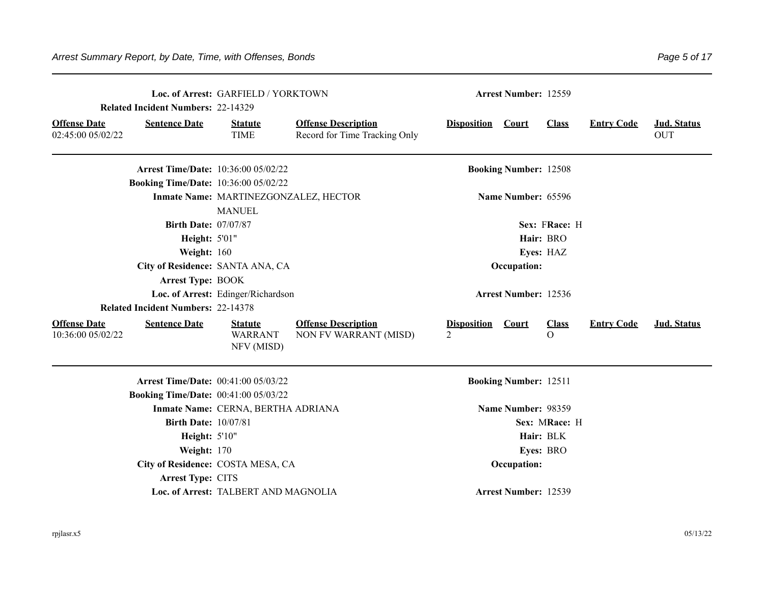**Loc. of Arrest:** GARFIELD / YORKTOWN **Arrest Number:** 12559

**Related Incident Numbers:** 22-14329

| Offense Date | Sentence Date | Statute | Offense Description | Disposition | Court | Class | Entry Code | Jud. Status |
|---|---|---|---|---|---|---|---|---|
| 02:45:00 05/02/22 | | TIME | Record for Time Tracking Only | | | | | OUT |

---

**Arrest Time/Date:** 10:36:00 05/02/22 **Booking Number:** 12508

**Booking Time/Date:** 10:36:00 05/02/22

**Inmate Name:** MARTINEZGONZALEZ, HECTOR MANUEL **Name Number:** 65596

**Birth Date:** 07/07/87 **Sex:** F **Race:** H

**Height:** 5'01" **Hair:** BRO

**Weight:** 160 **Eyes:** HAZ

**City of Residence:** SANTA ANA, CA **Occupation:**

**Arrest Type:** BOOK

**Loc. of Arrest:** Edinger/Richardson **Arrest Number:** 12536

**Related Incident Numbers:** 22-14378

| Offense Date | Sentence Date | Statute | Offense Description | Disposition | Court | Class | Entry Code | Jud. Status |
|---|---|---|---|---|---|---|---|---|
| 10:36:00 05/02/22 | | WARRANT NFV (MISD) | NON FV WARRANT (MISD) | 2 | | O | | |

---

**Arrest Time/Date:** 00:41:00 05/03/22 **Booking Number:** 12511

**Booking Time/Date:** 00:41:00 05/03/22

**Inmate Name:** CERNA, BERTHA ADRIANA **Name Number:** 98359

**Birth Date:** 10/07/81 **Sex:** M **Race:** H

**Height:** 5'10" **Hair:** BLK

**Weight:** 170 **Eyes:** BRO

**City of Residence:** COSTA MESA, CA **Occupation:**

**Arrest Type:** CITS

**Loc. of Arrest:** TALBERT AND MAGNOLIA **Arrest Number:** 12539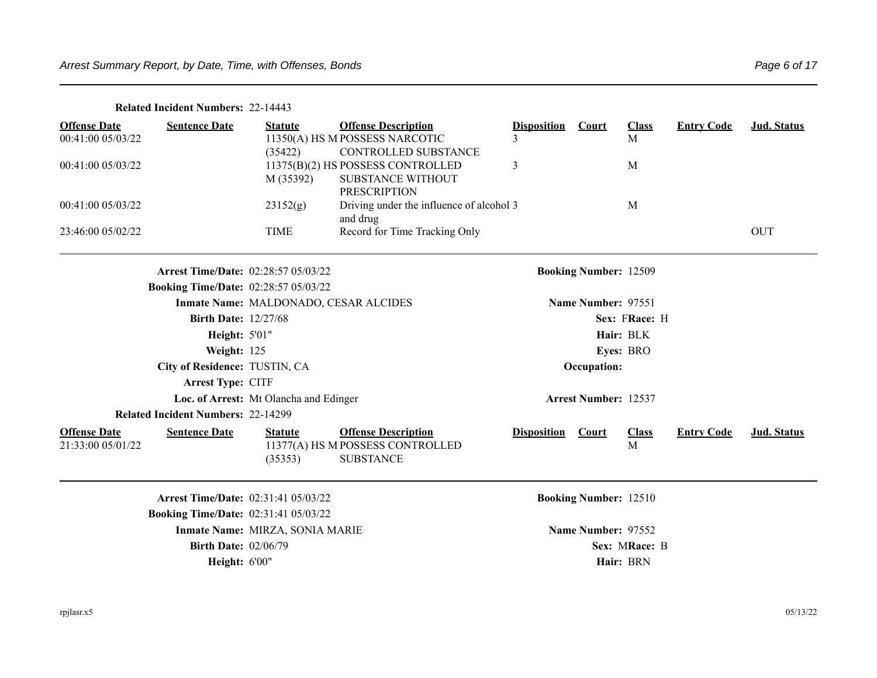**Related Incident Numbers:** 22-14443

| Offense Date | Sentence Date | Statute | Offense Description | Disposition | Court | Class | Entry Code | Jud. Status |
|---|---|---|---|---|---|---|---|---|
| 00:41:00 05/03/22 | | 11350(A) HS M (35422) | POSSESS NARCOTIC CONTROLLED SUBSTANCE | 3 | | M | | |
| 00:41:00 05/03/22 | | 11375(B)(2) HS M (35392) | POSSESS CONTROLLED SUBSTANCE WITHOUT PRESCRIPTION | 3 | | M | | |
| 00:41:00 05/03/22 | | 23152(g) | Driving under the influence of alcohol and drug | 3 | | M | | |
| 23:46:00 05/02/22 | | TIME | Record for Time Tracking Only | | | | | OUT |

---

**Arrest Time/Date:** 02:28:57 05/03/22 — **Booking Number:** 12509

**Booking Time/Date:** 02:28:57 05/03/22

**Inmate Name:** MALDONADO, CESAR ALCIDES — **Name Number:** 97551

**Birth Date:** 12/27/68 — **Sex:** F **Race:** H

**Height:** 5'01" — **Hair:** BLK

**Weight:** 125 — **Eyes:** BRO

**City of Residence:** TUSTIN, CA — **Occupation:**

**Arrest Type:** CITF

**Loc. of Arrest:** Mt Olancha and Edinger — **Arrest Number:** 12537

**Related Incident Numbers:** 22-14299

| Offense Date | Sentence Date | Statute | Offense Description | Disposition | Court | Class | Entry Code | Jud. Status |
|---|---|---|---|---|---|---|---|---|
| 21:33:00 05/01/22 | | 11377(A) HS M (35353) | POSSESS CONTROLLED SUBSTANCE | | | M | | |

---

**Arrest Time/Date:** 02:31:41 05/03/22 — **Booking Number:** 12510

**Booking Time/Date:** 02:31:41 05/03/22

**Inmate Name:** MIRZA, SONIA MARIE — **Name Number:** 97552

**Birth Date:** 02/06/79 — **Sex:** M **Race:** B

**Height:** 6'00" — **Hair:** BRN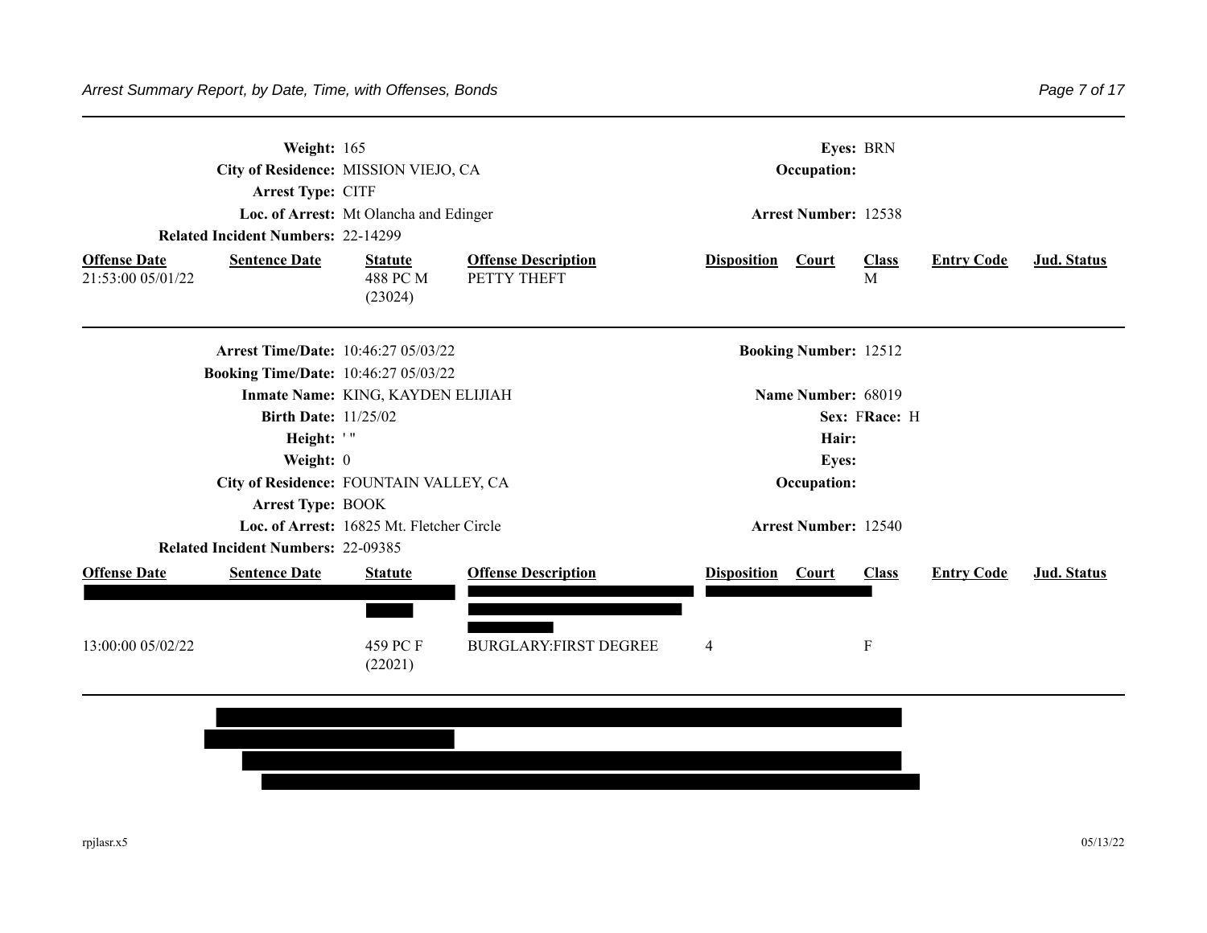**Weight:** 165 **Eyes:** BRN
**City of Residence:** MISSION VIEJO, CA **Occupation:**
**Arrest Type:** CITF
**Loc. of Arrest:** Mt Olancha and Edinger **Arrest Number:** 12538
**Related Incident Numbers:** 22-14299

| Offense Date | Sentence Date | Statute | Offense Description | Disposition | Court | Class | Entry Code | Jud. Status |
|---|---|---|---|---|---|---|---|---|
| 21:53:00 05/01/22 | | 488 PC M (23024) | PETTY THEFT | | | M | | |

---

**Arrest Time/Date:** 10:46:27 05/03/22 **Booking Number:** 12512
**Booking Time/Date:** 10:46:27 05/03/22
**Inmate Name:** KING, KAYDEN ELIJIAH **Name Number:** 68019
**Birth Date:** 11/25/02 **Sex:** F **Race:** H
**Height:** ' " **Hair:**
**Weight:** 0 **Eyes:**
**City of Residence:** FOUNTAIN VALLEY, CA **Occupation:**
**Arrest Type:** BOOK
**Loc. of Arrest:** 16825 Mt. Fletcher Circle **Arrest Number:** 12540
**Related Incident Numbers:** 22-09385

| Offense Date | Sentence Date | Statute | Offense Description | Disposition | Court | Class | Entry Code | Jud. Status |
|---|---|---|---|---|---|---|---|---|
| 13:00:00 05/02/22 | | 459 PC F (22021) | BURGLARY:FIRST DEGREE | 4 | | F | | |

---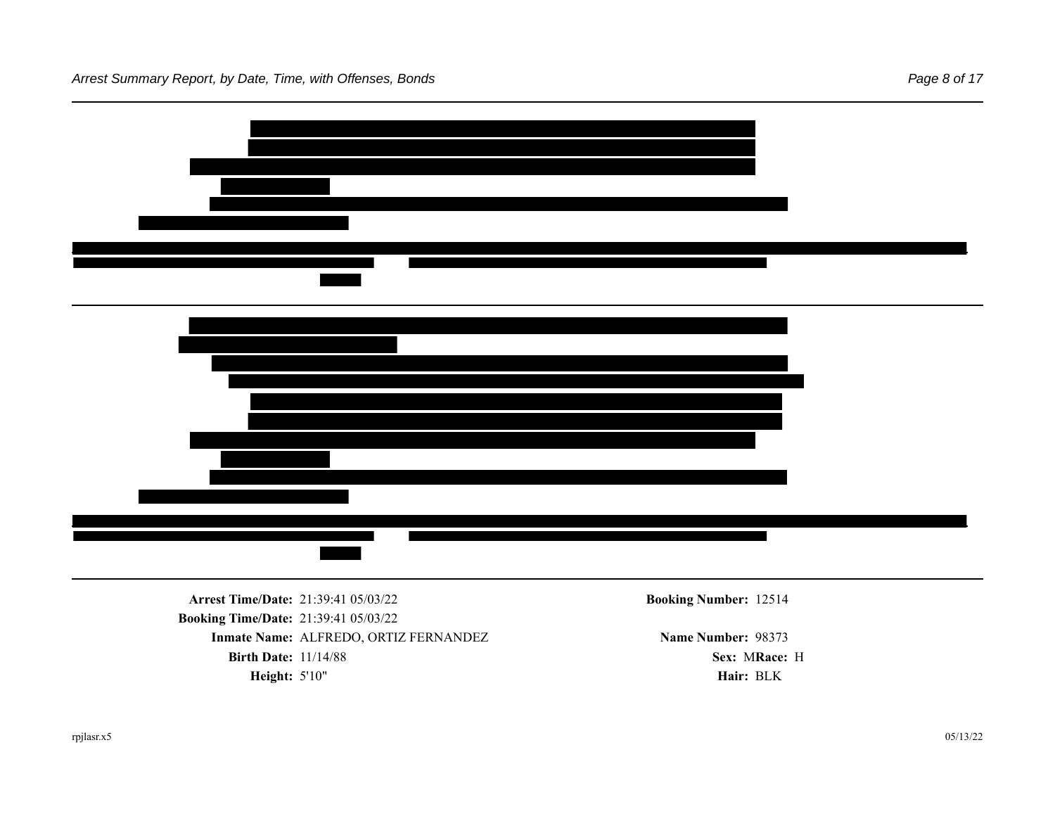**Arrest Time/Date:** 21:39:41 05/03/22 **Booking Number:** 12514

**Booking Time/Date:** 21:39:41 05/03/22

**Inmate Name:** ALFREDO, ORTIZ FERNANDEZ **Name Number:** 98373

**Birth Date:** 11/14/88 **Sex:** M **Race:** H

**Height:** 5'10" **Hair:** BLK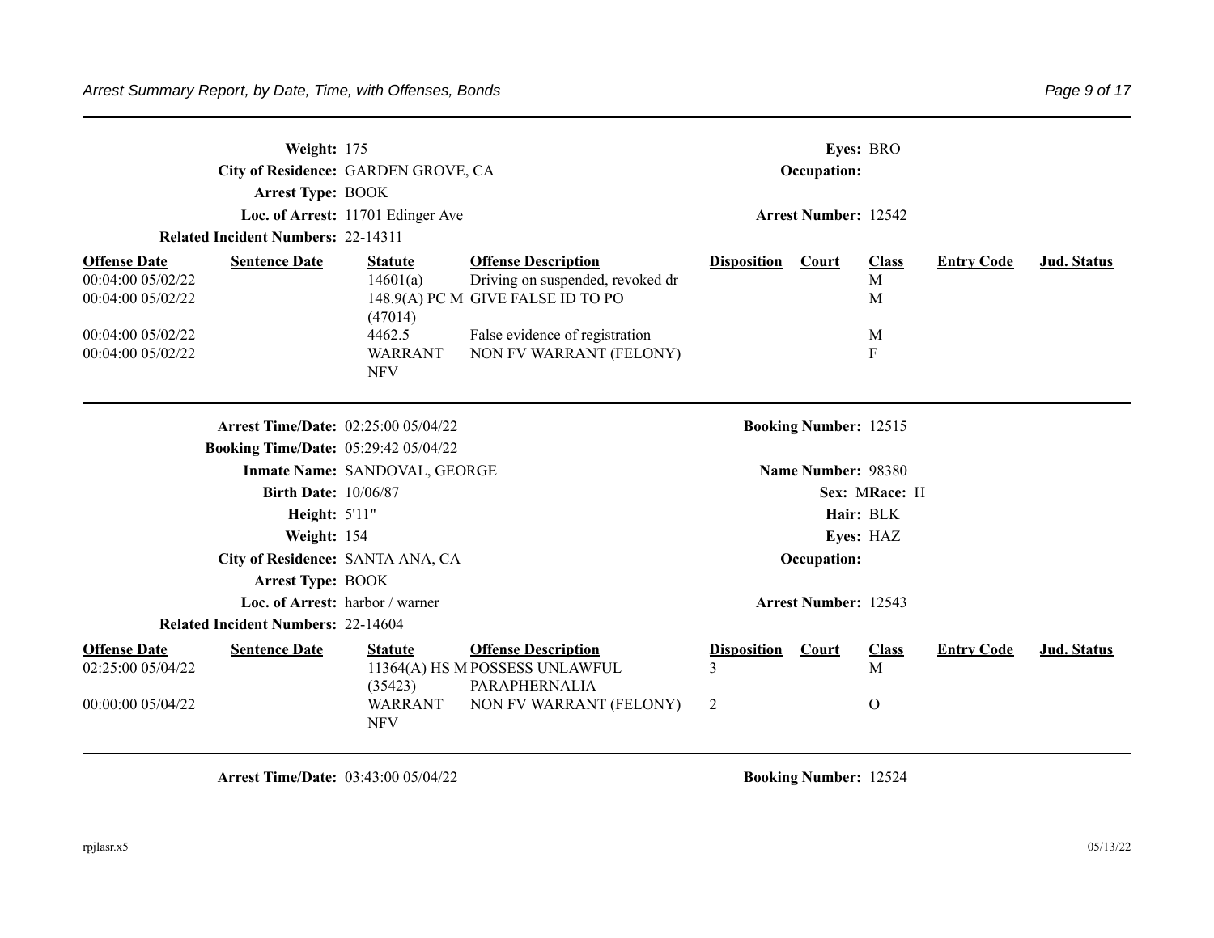**Weight:** 175 **Eyes:** BRO

**City of Residence:** GARDEN GROVE, CA **Occupation:**

**Arrest Type:** BOOK

**Loc. of Arrest:** 11701 Edinger Ave **Arrest Number:** 12542

**Related Incident Numbers:** 22-14311

| Offense Date | Sentence Date | Statute | Offense Description | Disposition | Court | Class | Entry Code | Jud. Status |
|---|---|---|---|---|---|---|---|---|
| 00:04:00 05/02/22 | | 14601(a) | Driving on suspended, revoked dr | | | M | | |
| 00:04:00 05/02/22 | | 148.9(A) PC M (47014) | GIVE FALSE ID TO PO | | | M | | |
| 00:04:00 05/02/22 | | 4462.5 | False evidence of registration | | | M | | |
| 00:04:00 05/02/22 | | WARRANT NFV | NON FV WARRANT (FELONY) | | | F | | |

---

**Arrest Time/Date:** 02:25:00 05/04/22 **Booking Number:** 12515

**Booking Time/Date:** 05:29:42 05/04/22

**Inmate Name:** SANDOVAL, GEORGE **Name Number:** 98380

**Birth Date:** 10/06/87 **Sex:** M **Race:** H

**Height:** 5'11" **Hair:** BLK

**Weight:** 154 **Eyes:** HAZ

**City of Residence:** SANTA ANA, CA **Occupation:**

**Arrest Type:** BOOK

**Loc. of Arrest:** harbor / warner **Arrest Number:** 12543

**Related Incident Numbers:** 22-14604

| Offense Date | Sentence Date | Statute | Offense Description | Disposition | Court | Class | Entry Code | Jud. Status |
|---|---|---|---|---|---|---|---|---|
| 02:25:00 05/04/22 | | 11364(A) HS M (35423) | POSSESS UNLAWFUL PARAPHERNALIA | 3 | | M | | |
| 00:00:00 05/04/22 | | WARRANT NFV | NON FV WARRANT (FELONY) | 2 | | O | | |

---

**Arrest Time/Date:** 03:43:00 05/04/22 **Booking Number:** 12524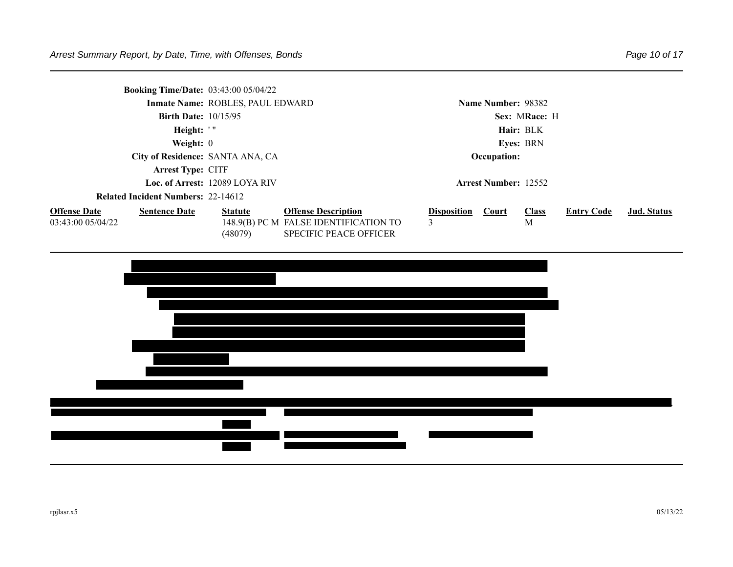**Booking Time/Date:** 03:43:00 05/04/22

**Inmate Name:** ROBLES, PAUL EDWARD | **Name Number:** 98382

**Birth Date:** 10/15/95 | **Sex:** M **Race:** H

**Height:** ' " | **Hair:** BLK

**Weight:** 0 | **Eyes:** BRN

**City of Residence:** SANTA ANA, CA | **Occupation:**

**Arrest Type:** CITF

**Loc. of Arrest:** 12089 LOYA RIV | **Arrest Number:** 12552

**Related Incident Numbers:** 22-14612

| Offense Date | Sentence Date | Statute | Offense Description | Disposition | Court | Class | Entry Code | Jud. Status |
|---|---|---|---|---|---|---|---|---|
| 03:43:00 05/04/22 | | 148.9(B) PC M (48079) | FALSE IDENTIFICATION TO SPECIFIC PEACE OFFICER | 3 | | M | | |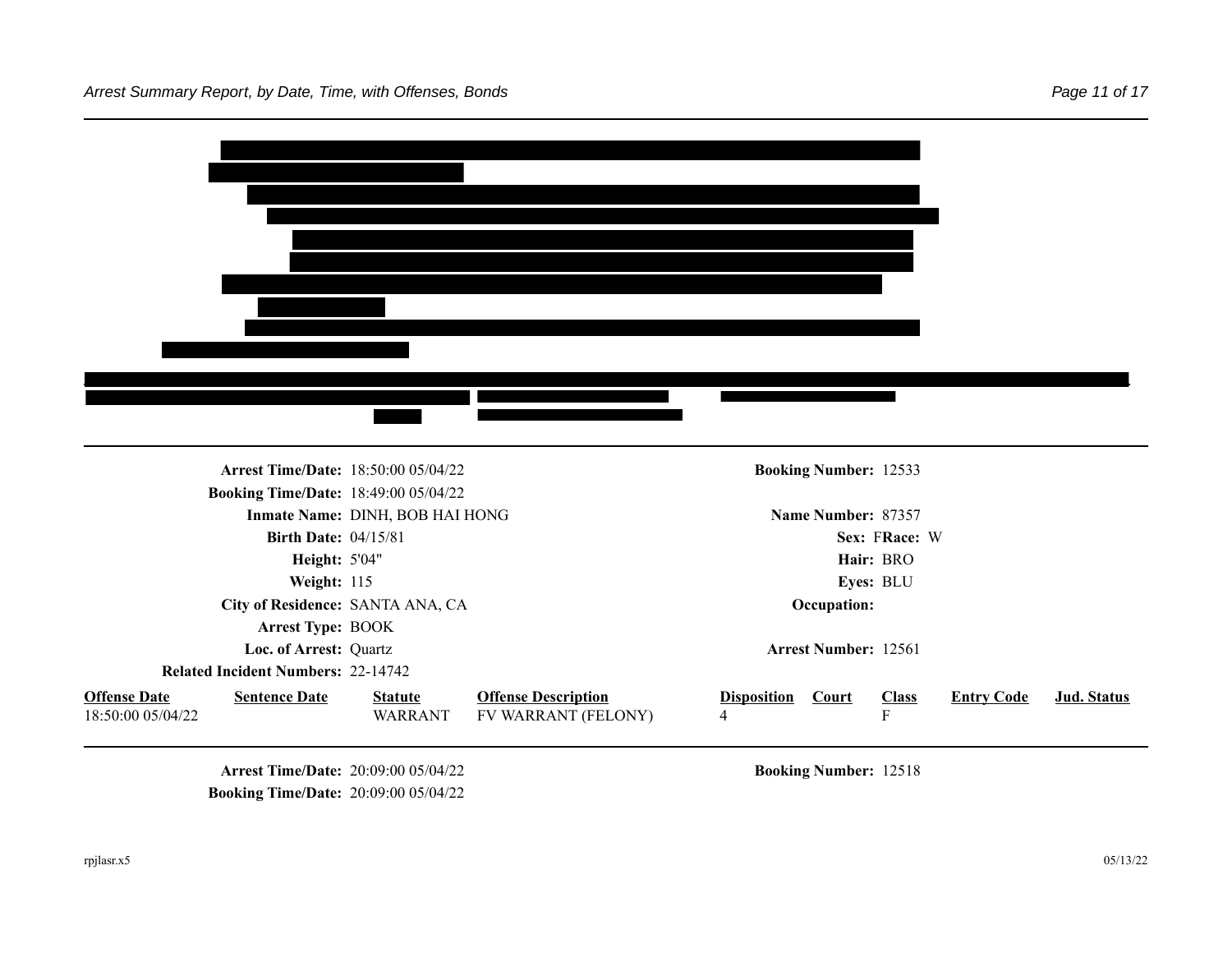**Arrest Time/Date:** 18:50:00 05/04/22 **Booking Number:** 12533

**Booking Time/Date:** 18:49:00 05/04/22

**Inmate Name:** DINH, BOB HAI HONG **Name Number:** 87357

**Birth Date:** 04/15/81 **Sex:** F **Race:** W

**Height:** 5'04" **Hair:** BRO

**Weight:** 115 **Eyes:** BLU

**City of Residence:** SANTA ANA, CA **Occupation:**

**Arrest Type:** BOOK

**Loc. of Arrest:** Quartz **Arrest Number:** 12561

**Related Incident Numbers:** 22-14742

| Offense Date | Sentence Date | Statute | Offense Description | Disposition | Court | Class | Entry Code | Jud. Status |
|---|---|---|---|---|---|---|---|---|
| 18:50:00 05/04/22 | | WARRANT | FV WARRANT (FELONY) | 4 | | F | | |

---

**Arrest Time/Date:** 20:09:00 05/04/22 **Booking Number:** 12518

**Booking Time/Date:** 20:09:00 05/04/22

rpjlasr.x5 05/13/22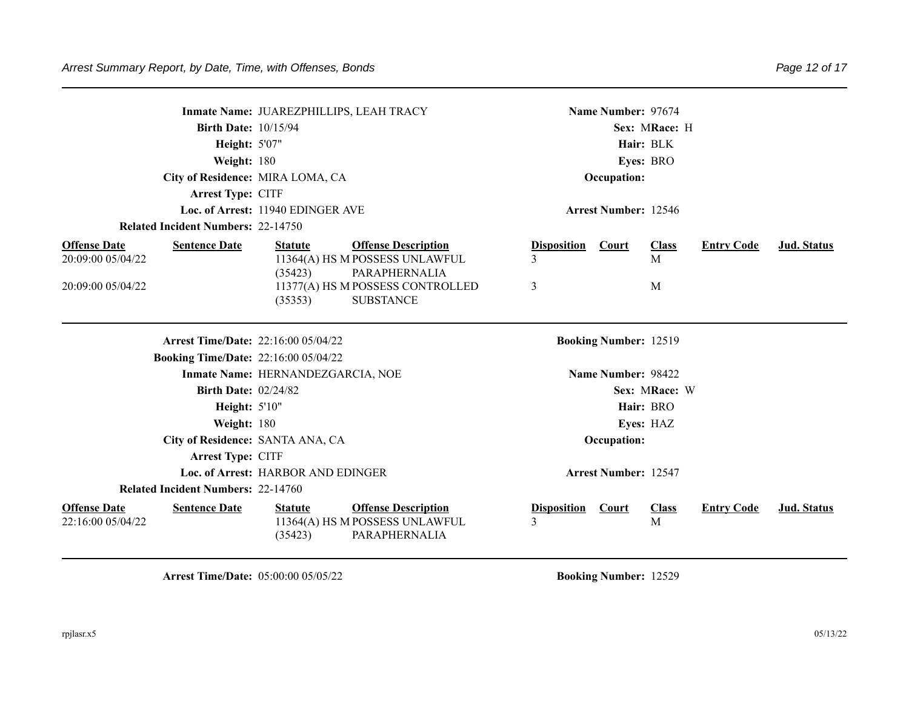**Inmate Name:** JUAREZPHILLIPS, LEAH TRACY
**Name Number:** 97674
**Birth Date:** 10/15/94
**Sex:** M **Race:** H
**Height:** 5'07"
**Hair:** BLK
**Weight:** 180
**Eyes:** BRO
**City of Residence:** MIRA LOMA, CA
**Occupation:**
**Arrest Type:** CITF
**Loc. of Arrest:** 11940 EDINGER AVE
**Arrest Number:** 12546
**Related Incident Numbers:** 22-14750

| Offense Date | Sentence Date | Statute | Offense Description | Disposition | Court | Class | Entry Code | Jud. Status |
|---|---|---|---|---|---|---|---|---|
| 20:09:00 05/04/22 | | 11364(A) HS M (35423) | POSSESS UNLAWFUL PARAPHERNALIA | 3 | | M | | |
| 20:09:00 05/04/22 | | 11377(A) HS M (35353) | POSSESS CONTROLLED SUBSTANCE | 3 | | M | | |

---

**Arrest Time/Date:** 22:16:00 05/04/22
**Booking Number:** 12519
**Booking Time/Date:** 22:16:00 05/04/22
**Inmate Name:** HERNANDEZGARCIA, NOE
**Name Number:** 98422
**Birth Date:** 02/24/82
**Sex:** M **Race:** W
**Height:** 5'10"
**Hair:** BRO
**Weight:** 180
**Eyes:** HAZ
**City of Residence:** SANTA ANA, CA
**Occupation:**
**Arrest Type:** CITF
**Loc. of Arrest:** HARBOR AND EDINGER
**Arrest Number:** 12547
**Related Incident Numbers:** 22-14760

| Offense Date | Sentence Date | Statute | Offense Description | Disposition | Court | Class | Entry Code | Jud. Status |
|---|---|---|---|---|---|---|---|---|
| 22:16:00 05/04/22 | | 11364(A) HS M (35423) | POSSESS UNLAWFUL PARAPHERNALIA | 3 | | M | | |

---

**Arrest Time/Date:** 05:00:00 05/05/22
**Booking Number:** 12529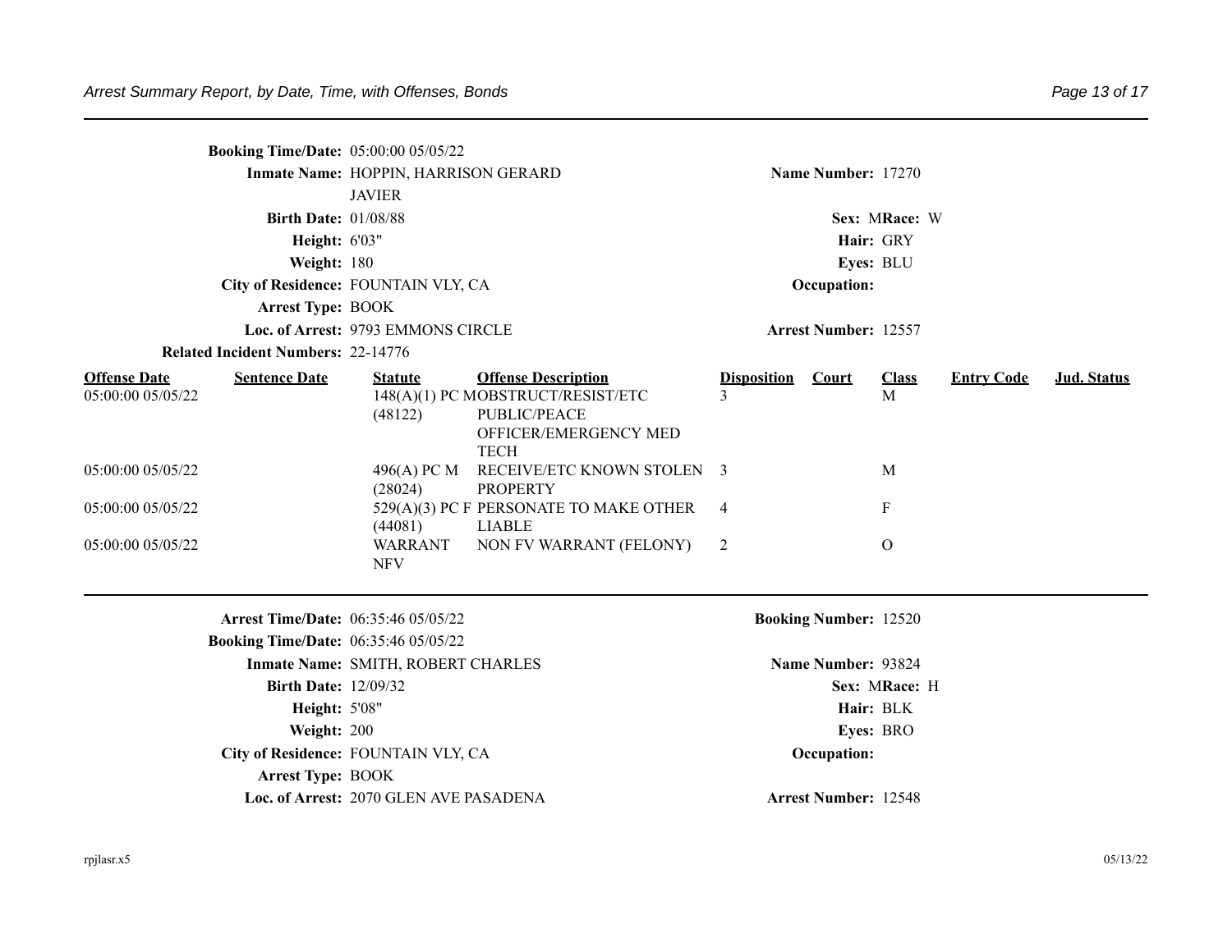**Booking Time/Date:** 05:00:00 05/05/22

**Inmate Name:** HOPPIN, HARRISON GERARD JAVIER | **Name Number:** 17270

**Birth Date:** 01/08/88 | **Sex:** M **Race:** W

**Height:** 6'03" | **Hair:** GRY

**Weight:** 180 | **Eyes:** BLU

**City of Residence:** FOUNTAIN VLY, CA | **Occupation:**

**Arrest Type:** BOOK

**Loc. of Arrest:** 9793 EMMONS CIRCLE | **Arrest Number:** 12557

**Related Incident Numbers:** 22-14776

| Offense Date | Sentence Date | Statute | Offense Description | Disposition | Court | Class | Entry Code | Jud. Status |
|---|---|---|---|---|---|---|---|---|
| 05:00:00 05/05/22 | | 148(A)(1) PC M (48122) | OBSTRUCT/RESIST/ETC PUBLIC/PEACE OFFICER/EMERGENCY MED TECH | 3 | | M | | |
| 05:00:00 05/05/22 | | 496(A) PC M (28024) | RECEIVE/ETC KNOWN STOLEN PROPERTY | 3 | | M | | |
| 05:00:00 05/05/22 | | 529(A)(3) PC F (44081) | PERSONATE TO MAKE OTHER LIABLE | 4 | | F | | |
| 05:00:00 05/05/22 | | WARRANT NFV | NON FV WARRANT (FELONY) | 2 | | O | | |

---

**Arrest Time/Date:** 06:35:46 05/05/22 | **Booking Number:** 12520

**Booking Time/Date:** 06:35:46 05/05/22

**Inmate Name:** SMITH, ROBERT CHARLES | **Name Number:** 93824

**Birth Date:** 12/09/32 | **Sex:** M **Race:** H

**Height:** 5'08" | **Hair:** BLK

**Weight:** 200 | **Eyes:** BRO

**City of Residence:** FOUNTAIN VLY, CA | **Occupation:**

**Arrest Type:** BOOK

**Loc. of Arrest:** 2070 GLEN AVE PASADENA | **Arrest Number:** 12548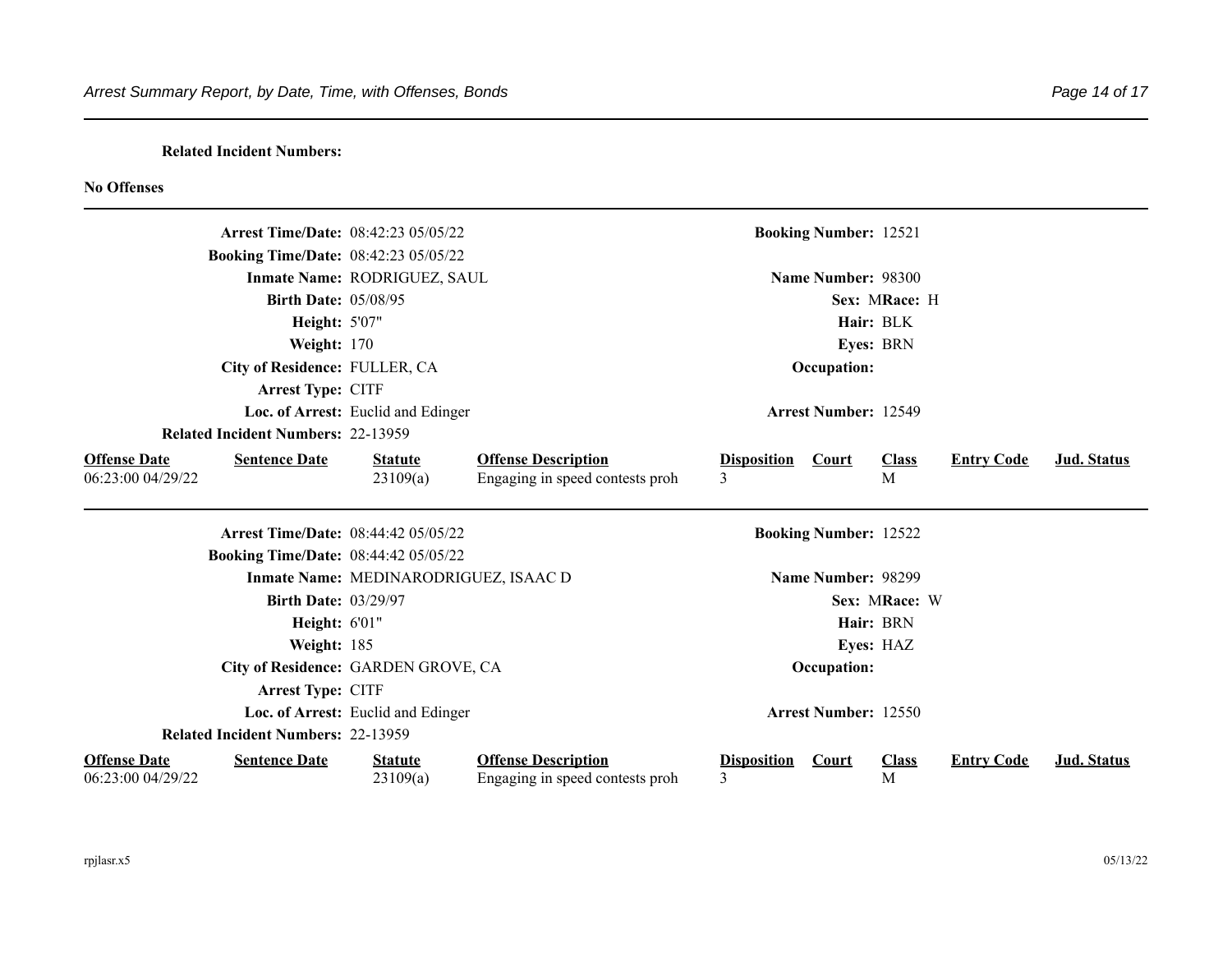**Related Incident Numbers:**

**No Offenses**

---

**Arrest Time/Date:** 08:42:23 05/05/22
**Booking Time/Date:** 08:42:23 05/05/22
**Inmate Name:** RODRIGUEZ, SAUL
**Birth Date:** 05/08/95
**Height:** 5'07"
**Weight:** 170
**City of Residence:** FULLER, CA
**Arrest Type:** CITF
**Loc. of Arrest:** Euclid and Edinger
**Related Incident Numbers:** 22-13959

**Booking Number:** 12521
**Name Number:** 98300
**Sex:** M **Race:** H
**Hair:** BLK
**Eyes:** BRN
**Occupation:**
**Arrest Number:** 12549

| Offense Date | Sentence Date | Statute | Offense Description | Disposition | Court | Class | Entry Code | Jud. Status |
|---|---|---|---|---|---|---|---|---|
| 06:23:00 04/29/22 | | 23109(a) | Engaging in speed contests proh | 3 | | M | | |

---

**Arrest Time/Date:** 08:44:42 05/05/22
**Booking Time/Date:** 08:44:42 05/05/22
**Inmate Name:** MEDINARODRIGUEZ, ISAAC D
**Birth Date:** 03/29/97
**Height:** 6'01"
**Weight:** 185
**City of Residence:** GARDEN GROVE, CA
**Arrest Type:** CITF
**Loc. of Arrest:** Euclid and Edinger
**Related Incident Numbers:** 22-13959

**Booking Number:** 12522
**Name Number:** 98299
**Sex:** M **Race:** W
**Hair:** BRN
**Eyes:** HAZ
**Occupation:**
**Arrest Number:** 12550

| Offense Date | Sentence Date | Statute | Offense Description | Disposition | Court | Class | Entry Code | Jud. Status |
|---|---|---|---|---|---|---|---|---|
| 06:23:00 04/29/22 | | 23109(a) | Engaging in speed contests proh | 3 | | M | | |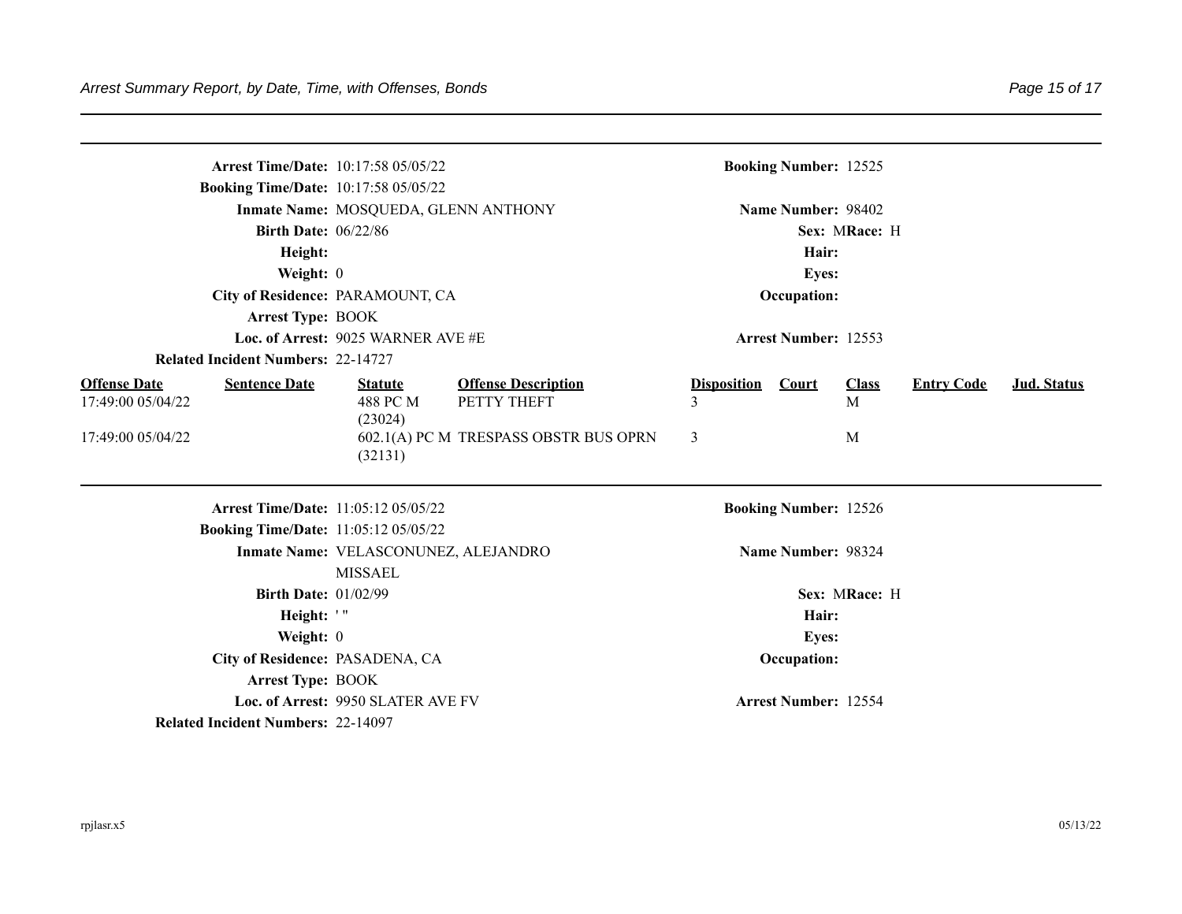**Arrest Time/Date:** 10:17:58 05/05/22

**Booking Time/Date:** 10:17:58 05/05/22

**Inmate Name:** MOSQUEDA, GLENN ANTHONY

**Birth Date:** 06/22/86

**Height:**

**Weight:** 0

**City of Residence:** PARAMOUNT, CA

**Arrest Type:** BOOK

**Loc. of Arrest:** 9025 WARNER AVE #E

**Related Incident Numbers:** 22-14727

**Booking Number:** 12525

**Name Number:** 98402

**Sex:** M **Race:** H

**Hair:**

**Eyes:**

**Occupation:**

**Arrest Number:** 12553

| Offense Date | Sentence Date | Statute | Offense Description | Disposition | Court | Class | Entry Code | Jud. Status |
|---|---|---|---|---|---|---|---|---|
| 17:49:00 05/04/22 | | 488 PC M (23024) | PETTY THEFT | 3 | | M | | |
| 17:49:00 05/04/22 | | 602.1(A) PC M (32131) | TRESPASS OBSTR BUS OPRN | 3 | | M | | |

---

**Arrest Time/Date:** 11:05:12 05/05/22

**Booking Time/Date:** 11:05:12 05/05/22

**Inmate Name:** VELASCONUNEZ, ALEJANDRO MISSAEL

**Birth Date:** 01/02/99

**Height:** ' "

**Weight:** 0

**City of Residence:** PASADENA, CA

**Arrest Type:** BOOK

**Loc. of Arrest:** 9950 SLATER AVE FV

**Related Incident Numbers:** 22-14097

**Booking Number:** 12526

**Name Number:** 98324

**Sex:** M **Race:** H

**Hair:**

**Eyes:**

**Occupation:**

**Arrest Number:** 12554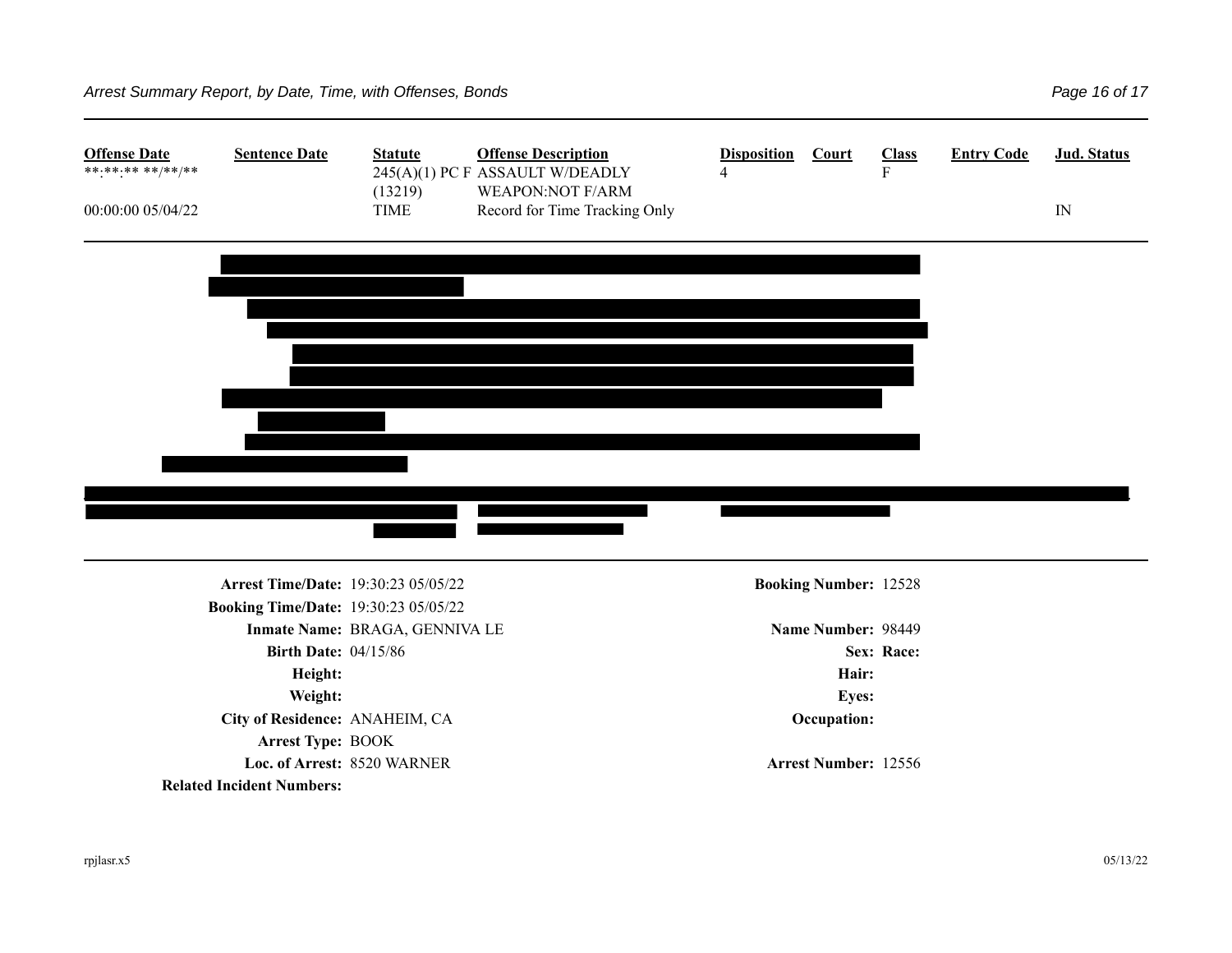| Offense Date | Sentence Date | Statute | Offense Description | Disposition | Court | Class | Entry Code | Jud. Status |
|---|---|---|---|---|---|---|---|---|
| **:**:** **/**/** | | 245(A)(1) PC F (13219) | ASSAULT W/DEADLY WEAPON:NOT F/ARM | 4 | | F | | |
| 00:00:00 05/04/22 | | TIME | Record for Time Tracking Only | | | | | IN |

**Arrest Time/Date:** 19:30:23 05/05/22
**Booking Number:** 12528
**Booking Time/Date:** 19:30:23 05/05/22
**Inmate Name:** BRAGA, GENNIVA LE
**Name Number:** 98449
**Birth Date:** 04/15/86
**Sex:** **Race:**
**Height:**
**Hair:**
**Weight:**
**Eyes:**
**City of Residence:** ANAHEIM, CA
**Occupation:**
**Arrest Type:** BOOK
**Loc. of Arrest:** 8520 WARNER
**Arrest Number:** 12556
**Related Incident Numbers:**

rpjlasr.x5

05/13/22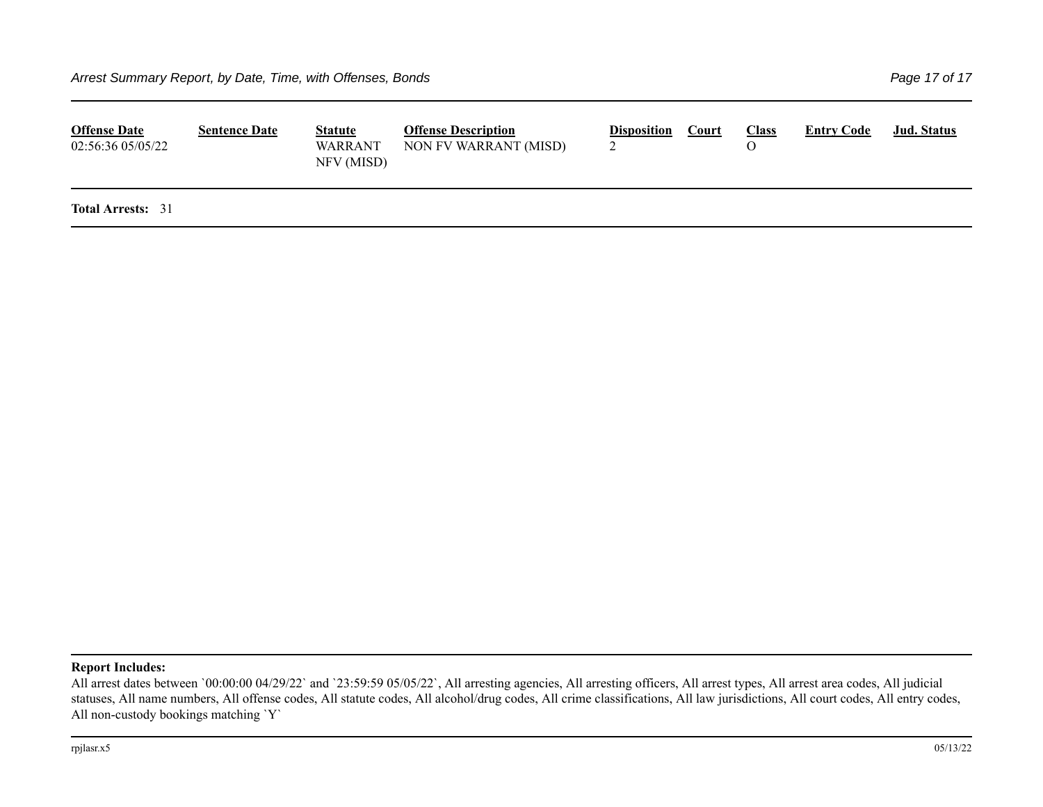| Offense Date | Sentence Date | Statute | Offense Description | Disposition | Court | Class | Entry Code | Jud. Status |
|---|---|---|---|---|---|---|---|---|
| 02:56:36 05/05/22 | | WARRANT NFV (MISD) | NON FV WARRANT (MISD) | 2 | | O | | |

**Total Arrests:** 31

**Report Includes:**

All arrest dates between `00:00:00 04/29/22` and `23:59:59 05/05/22`, All arresting agencies, All arresting officers, All arrest types, All arrest area codes, All judicial statuses, All name numbers, All offense codes, All statute codes, All alcohol/drug codes, All crime classifications, All law jurisdictions, All court codes, All entry codes, All non-custody bookings matching `Y`

rpjlasr.x5 05/13/22